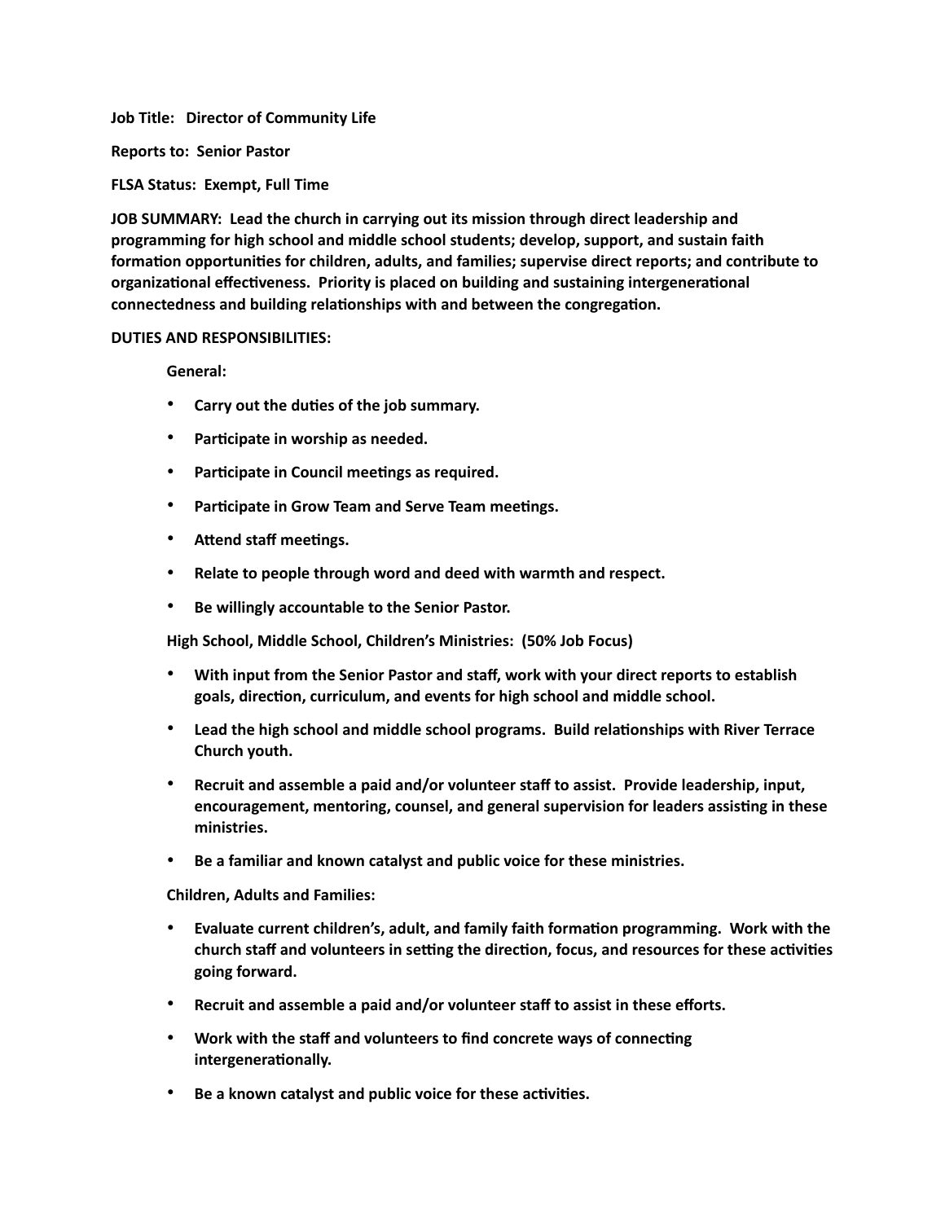**Job Title: Director of Community Life**

**Reports to: Senior Pastor**

**FLSA Status: Exempt, Full Time**

**JOB SUMMARY: Lead the church in carrying out its mission through direct leadership and programming for high school and middle school students; develop, support, and sustain faith formation opportunities for children, adults, and families; supervise direct reports; and contribute to organizational effectiveness. Priority is placed on building and sustaining intergenerational connectedness and building relationships with and between the congregation.**

**DUTIES AND RESPONSIBILITIES:**

**General:**

- **Carry out the duties of the job summary.**
- **Participate in worship as needed.**
- **Participate in Council meetings as required.**
- **Participate in Grow Team and Serve Team meetings.**
- **Attend staff meetings.**
- **Relate to people through word and deed with warmth and respect.**
- **Be willingly accountable to the Senior Pastor.**

**High School, Middle School, Children's Ministries: (50% Job Focus)**

- **With input from the Senior Pastor and staff, work with your direct reports to establish goals, direction, curriculum, and events for high school and middle school.**
- **Lead the high school and middle school programs. Build relationships with River Terrace Church youth.**
- **Recruit and assemble a paid and/or volunteer staff to assist. Provide leadership, input, encouragement, mentoring, counsel, and general supervision for leaders assisting in these ministries.**
- **Be a familiar and known catalyst and public voice for these ministries.**

**Children, Adults and Families:**

- **Evaluate current children's, adult, and family faith formation programming. Work with the church staff and volunteers in setting the direction, focus, and resources for these activities going forward.**
- **Recruit and assemble a paid and/or volunteer staff to assist in these efforts.**
- **Work with the staff and volunteers to find concrete ways of connecting intergenerationally.**
- **Be a known catalyst and public voice for these activities.**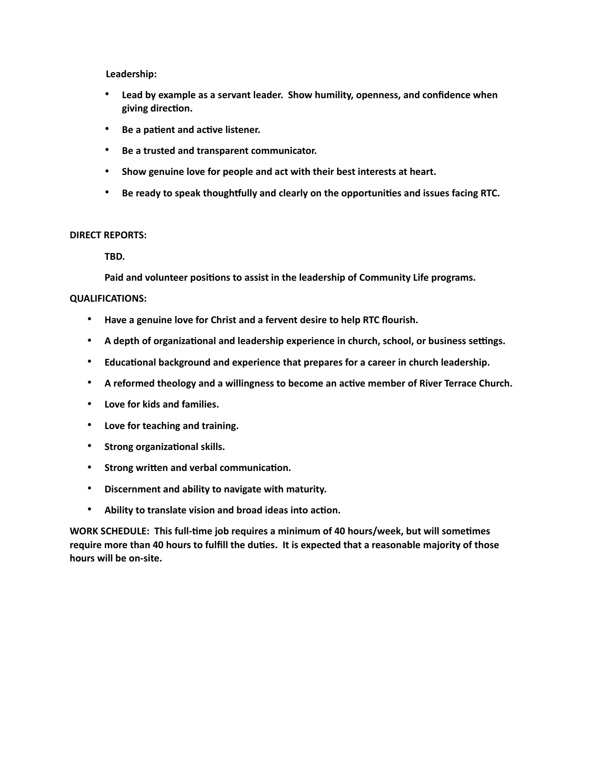**Leadership:**

- **Lead by example as a servant leader. Show humility, openness, and confidence when giving direction.**
- **Be a patient and active listener.**
- **Be a trusted and transparent communicator.**
- **Show genuine love for people and act with their best interests at heart.**
- **Be ready to speak thoughtfully and clearly on the opportunities and issues facing RTC.**

**DIRECT REPORTS:**

**TBD.**

**Paid and volunteer positions to assist in the leadership of Community Life programs.**

**QUALIFICATIONS:**

- **Have a genuine love for Christ and a fervent desire to help RTC flourish.**
- **A depth of organizational and leadership experience in church, school, or business settings.**
- **Educational background and experience that prepares for a career in church leadership.**
- **A reformed theology and a willingness to become an active member of River Terrace Church.**
- **Love for kids and families.**
- **Love for teaching and training.**
- **Strong organizational skills.**
- **Strong written and verbal communication.**
- **Discernment and ability to navigate with maturity.**
- **Ability to translate vision and broad ideas into action.**

**WORK SCHEDULE: This full-time job requires a minimum of 40 hours/week, but will sometimes require more than 40 hours to fulfill the duties. It is expected that a reasonable majority of those hours will be on-site.**